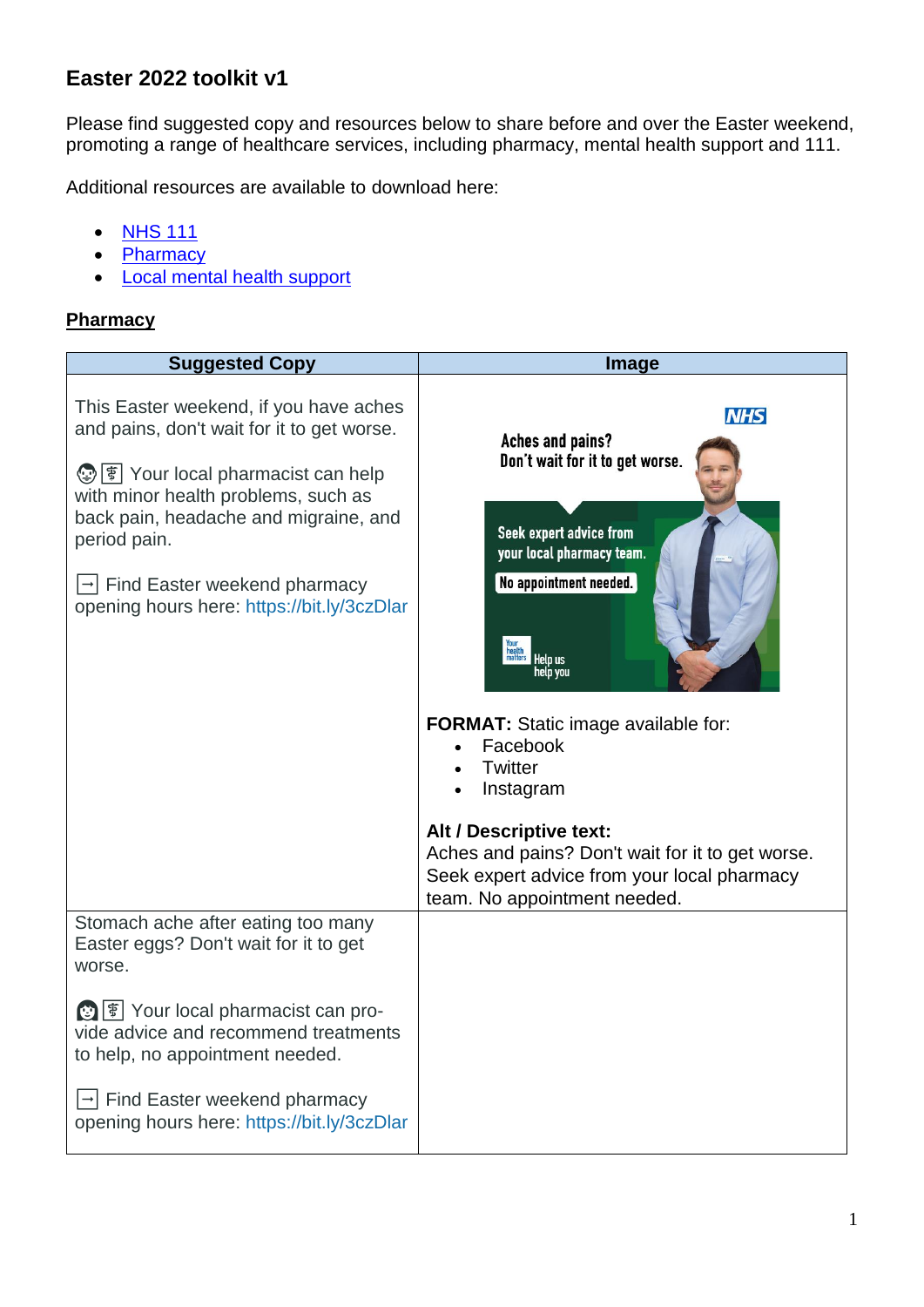# Easter 2022 toolkit v1

Please find suggested copy and resources below to share before and over the Easter weekend, promoting a range of healthcare services, including pharmacy, mental health support and 111.

Additional resources are available to download here:

- NHS 111
- Pharmacy
- Local mental health support

## Pharmacy

| Suggested Copy | Image |
|---|---|
| This Easter weekend, if you have aches and pains, don't wait for it to get worse.<br><br>🧑‍⚕️ ⚕️ Your local pharmacist can help with minor health problems, such as back pain, headache and migraine, and period pain.<br><br>➡️ Find Easter weekend pharmacy opening hours here: https://bit.ly/3czDlar | **FORMAT:** Static image available for:<br>• Facebook<br>• Twitter<br>• Instagram<br><br>**Alt / Descriptive text:**<br>Aches and pains? Don't wait for it to get worse. Seek expert advice from your local pharmacy team. No appointment needed. |
| Stomach ache after eating too many Easter eggs? Don't wait for it to get worse.<br><br>👩‍⚕️ ⚕️ Your local pharmacist can provide advice and recommend treatments to help, no appointment needed.<br><br>➡️ Find Easter weekend pharmacy opening hours here: https://bit.ly/3czDlar | |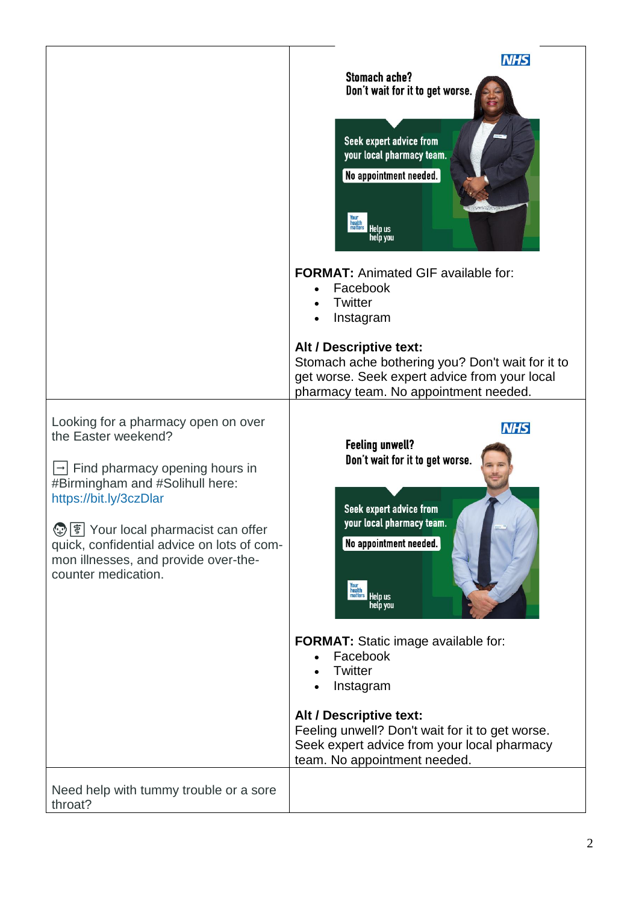| | |
|---|---|
| | Stomach ache? Don't wait for it to get worse. Seek expert advice from your local pharmacy team. No appointment needed. Your health matters Help us help you<br><br>**FORMAT:** Animated GIF available for:<br>• Facebook<br>• Twitter<br>• Instagram<br><br>**Alt / Descriptive text:**<br>Stomach ache bothering you? Don't wait for it to get worse. Seek expert advice from your local pharmacy team. No appointment needed. |
| Looking for a pharmacy open on over the Easter weekend?<br><br>➡ Find pharmacy opening hours in #Birmingham and #Solihull here: https://bit.ly/3czDlar<br><br>🧑‍⚕️ Your local pharmacist can offer quick, confidential advice on lots of common illnesses, and provide over-the-counter medication. | Feeling unwell? Don't wait for it to get worse. Seek expert advice from your local pharmacy team. No appointment needed. Your health matters Help us help you<br><br>**FORMAT:** Static image available for:<br>• Facebook<br>• Twitter<br>• Instagram<br><br>**Alt / Descriptive text:**<br>Feeling unwell? Don't wait for it to get worse. Seek expert advice from your local pharmacy team. No appointment needed. |
| Need help with tummy trouble or a sore throat? | |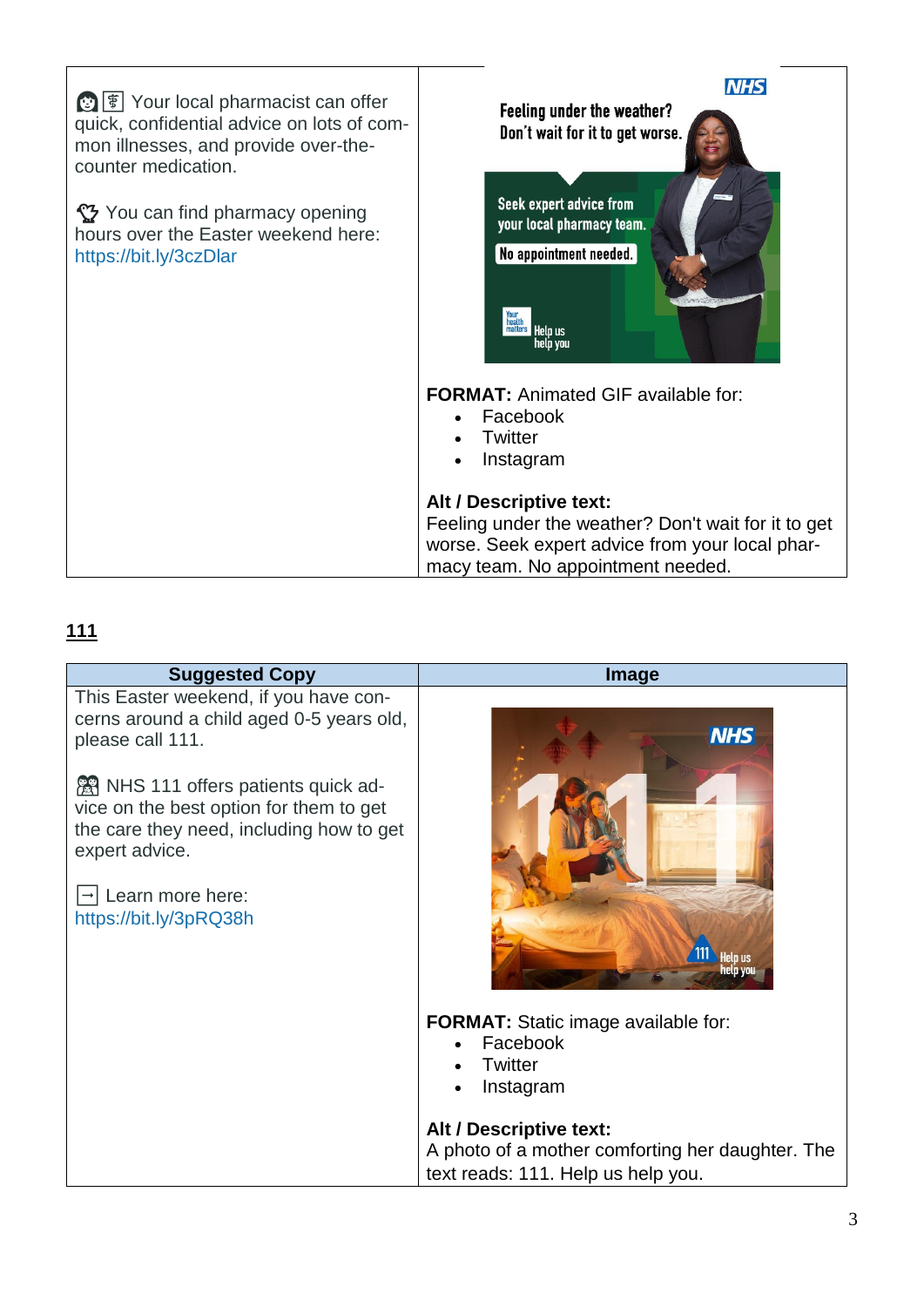| | |
|---|---|
| 👩‍⚕️ Your local pharmacist can offer quick, confidential advice on lots of common illnesses, and provide over-the-counter medication.<br><br>🐰 You can find pharmacy opening hours over the Easter weekend here: https://bit.ly/3czDlar | **FORMAT:** Animated GIF available for:<br>• Facebook<br>• Twitter<br>• Instagram<br><br>**Alt / Descriptive text:**<br>Feeling under the weather? Don't wait for it to get worse. Seek expert advice from your local pharmacy team. No appointment needed. |

## 111

| Suggested Copy | Image |
|---|---|
| This Easter weekend, if you have concerns around a child aged 0-5 years old, please call 111.<br><br>👩‍👧 NHS 111 offers patients quick advice on the best option for them to get the care they need, including how to get expert advice.<br><br>➡️ Learn more here: https://bit.ly/3pRQ38h | **FORMAT:** Static image available for:<br>• Facebook<br>• Twitter<br>• Instagram<br><br>**Alt / Descriptive text:**<br>A photo of a mother comforting her daughter. The text reads: 111. Help us help you. |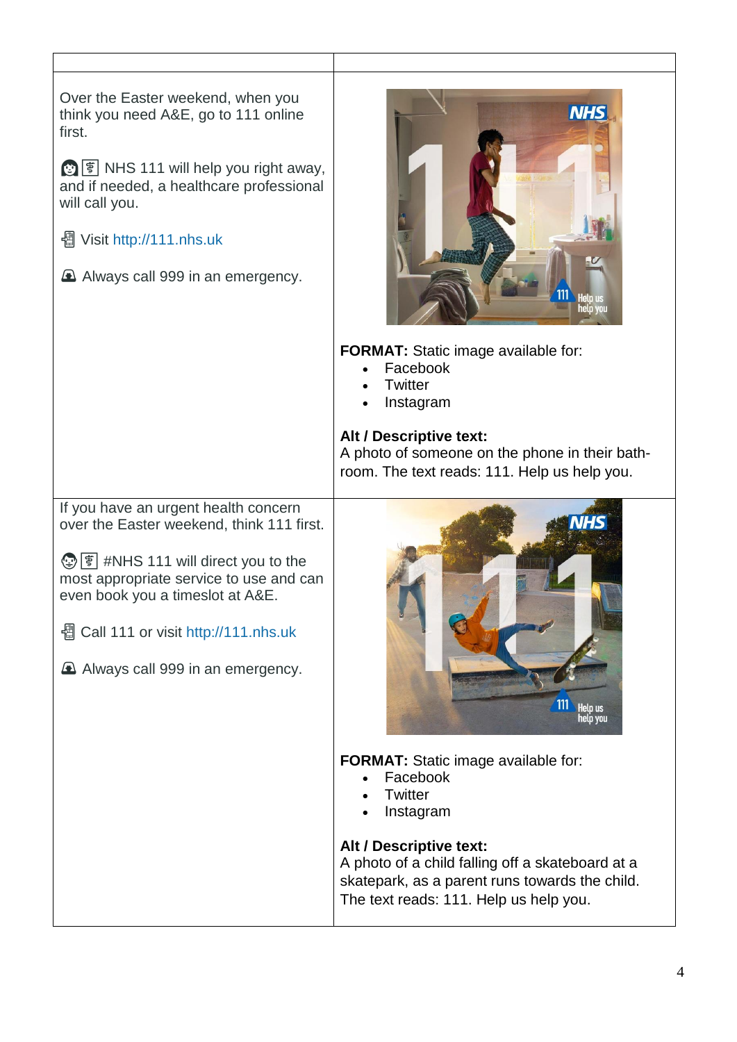| | |
|---|---|
| Over the Easter weekend, when you think you need A&E, go to 111 online first.<br><br>👩 ⚕️ NHS 111 will help you right away, and if needed, a healthcare professional will call you.<br><br>📱 Visit http://111.nhs.uk<br><br>🚑 Always call 999 in an emergency. | **FORMAT:** Static image available for:<br>• Facebook<br>• Twitter<br>• Instagram<br><br>**Alt / Descriptive text:**<br>A photo of someone on the phone in their bath-room. The text reads: 111. Help us help you. |
| If you have an urgent health concern over the Easter weekend, think 111 first.<br><br>👨 ⚕️ #NHS 111 will direct you to the most appropriate service to use and can even book you a timeslot at A&E.<br><br>📱 Call 111 or visit http://111.nhs.uk<br><br>🚑 Always call 999 in an emergency. | **FORMAT:** Static image available for:<br>• Facebook<br>• Twitter<br>• Instagram<br><br>**Alt / Descriptive text:**<br>A photo of a child falling off a skateboard at a skatepark, as a parent runs towards the child. The text reads: 111. Help us help you. |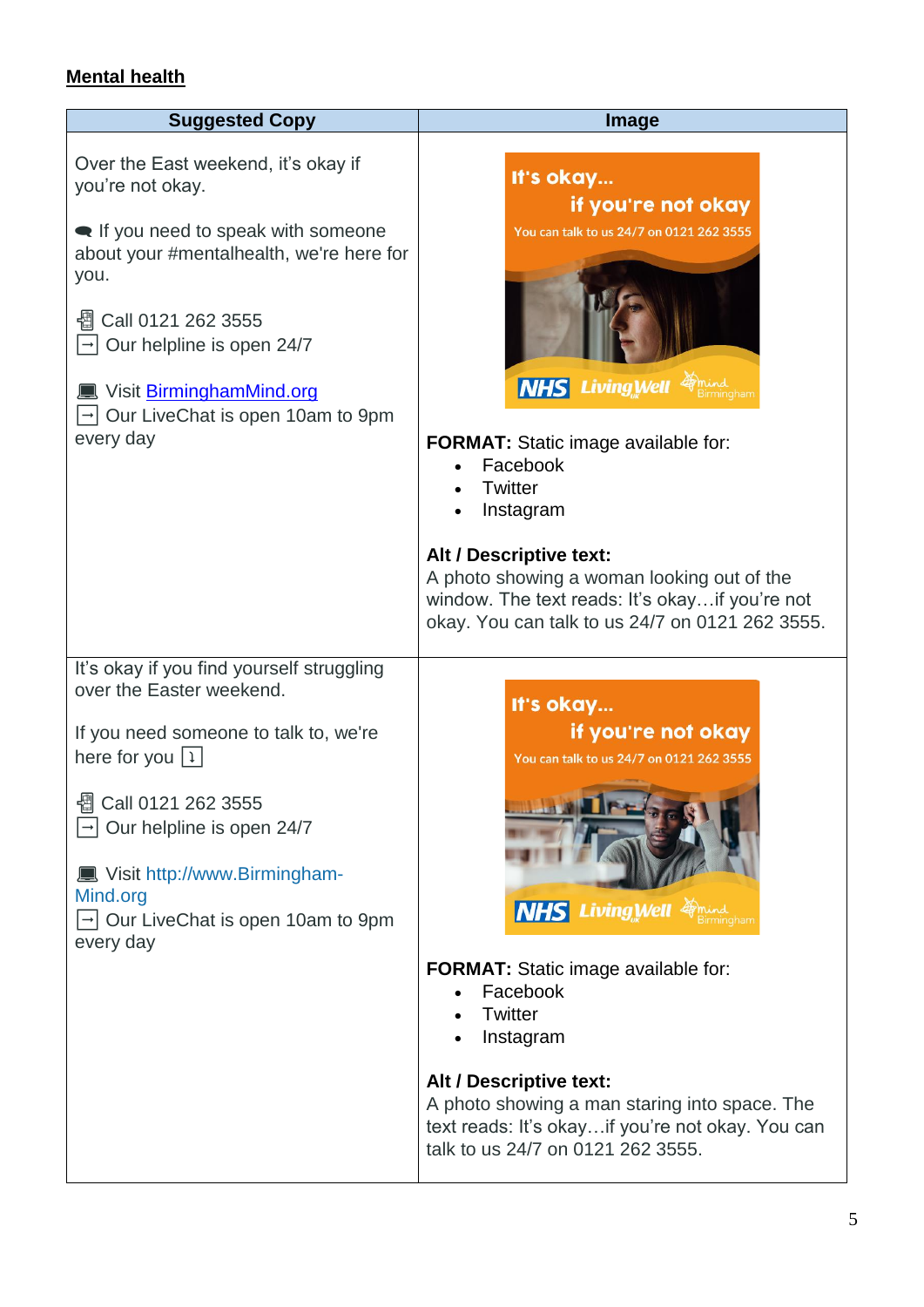**Mental health**

| Suggested Copy | Image |
|---|---|
| Over the East weekend, it's okay if you're not okay.<br><br>🗨 If you need to speak with someone about your #mentalhealth, we're here for you.<br><br>📱 Call 0121 262 3555<br>➡ Our helpline is open 24/7<br><br>💻 Visit [BirminghamMind.org](BirminghamMind.org)<br>➡ Our LiveChat is open 10am to 9pm every day | It's okay... if you're not okay<br>You can talk to us 24/7 on 0121 262 3555<br>NHS LivingWell Mind Birmingham<br><br>**FORMAT:** Static image available for:<br>• Facebook<br>• Twitter<br>• Instagram<br><br>**Alt / Descriptive text:**<br>A photo showing a woman looking out of the window. The text reads: It's okay…if you're not okay. You can talk to us 24/7 on 0121 262 3555. |
| It's okay if you find yourself struggling over the Easter weekend.<br><br>If you need someone to talk to, we're here for you ⤵<br><br>📱 Call 0121 262 3555<br>➡ Our helpline is open 24/7<br><br>💻 Visit http://www.Birmingham-Mind.org<br>➡ Our LiveChat is open 10am to 9pm every day | It's okay... if you're not okay<br>You can talk to us 24/7 on 0121 262 3555<br>NHS LivingWell Mind Birmingham<br><br>**FORMAT:** Static image available for:<br>• Facebook<br>• Twitter<br>• Instagram<br><br>**Alt / Descriptive text:**<br>A photo showing a man staring into space. The text reads: It's okay…if you're not okay. You can talk to us 24/7 on 0121 262 3555. |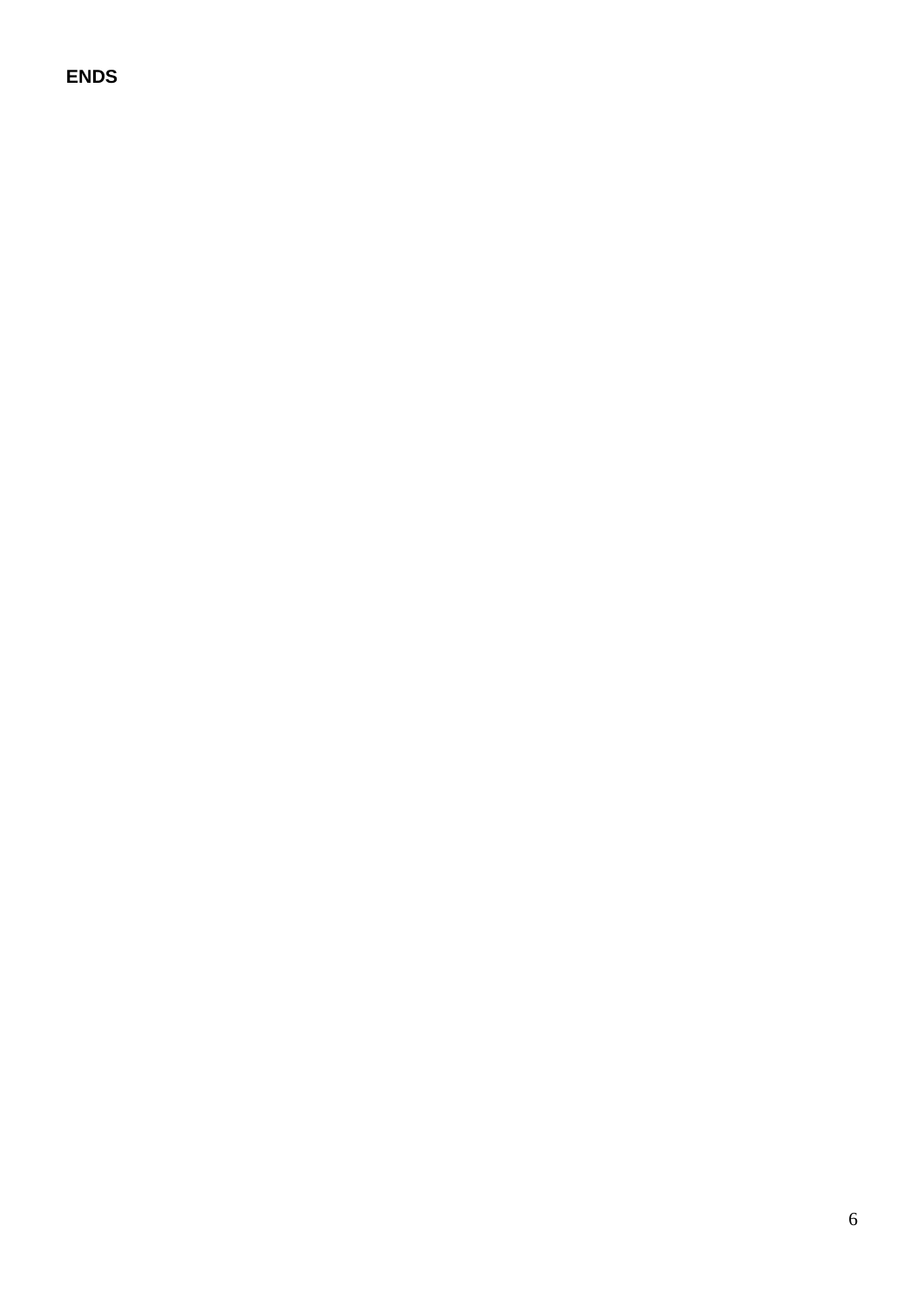**ENDS**